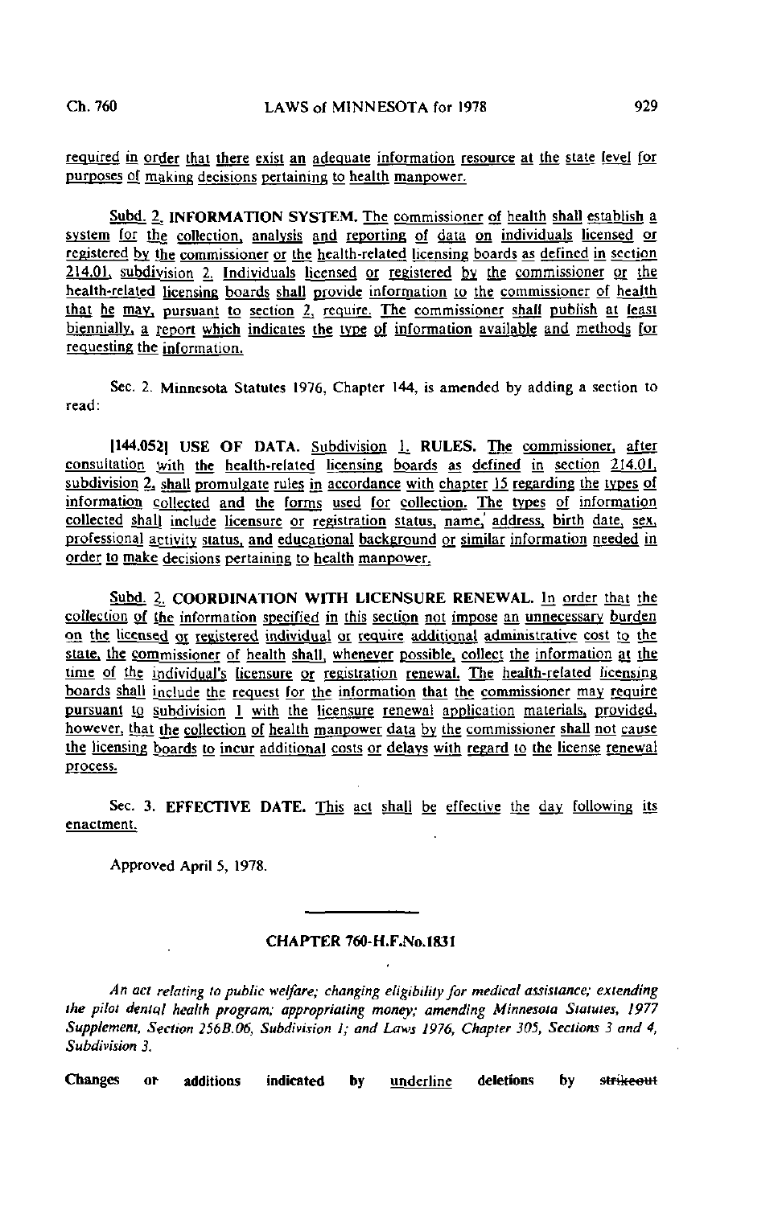required in order that there exist an adequate information resource at the state level for purposes of making decisions pertaining to health manpower.

Subd. 2. INFORMATION SYSTEM. The commissioner of health shall establish a system for the collection, analysis and reporting of data on individuals licensed or registered by the commissioner or the health-related licensing boards as defined in section 214.01, subdivision 2. Individuals licensed or registered by the commissioner or the health-related licensing boards shall provide information to the commissioner of health that he may, pursuant to section 2, require. The commissioner shall publish at least biennially, a report which indicates the type of information available and methods for requesting the information.

Sec. 2. Minnesota Statutes 1976, Chapter 144, is amended by adding a section to read:

[144.052] USE OF DATA. Subdivision 1. RULES. The commissioner, after consultation with the health-related licensing boards as defined in section 214.01, subdivision 2, shall promulgate rules in accordance with chapter 15 regarding the types of information collected and the forms used for collection. The types of information collected shall include licensure or registration status, name, address, birth date, sex, professional activity status, and educational background or similar information needed in order to make decisions pertaining to health manpower.

Subd. 2. COORDINATION WITH LICENSURE RENEWAL. In order that the collection of the information specified in this section not impose an unnecessary burden on the licensed or registered individual or require additional administrative cost to the state, the commissioner of health shall, whenever possible, collect the information at the time of the individual's licensure or registration renewal. The health-related licensing boards shall include the request for the information that the commissioner may require pursuant to subdivision 1 with the licensure renewal application materials, provided, however, that the collection of health manpower data by the commissioner shall not cause the licensing boards to incur additional costs or delays with regard to the license renewal process.

Sec. 3. EFFECTIVE DATE. This act shall be effective the day following its enactment.

Approved April 5, 1978.

## CHAPTER 760-H.F.No.1831

*An act relating to public welfare; changing eligibility for medical assistance; extending the pilot dental health program; appropriating money; amending Minnesota Statutes, 1977 Supplement, Section 256B.06, Subdivision 1; and Laws 1976, Chapter 305, Sections 3 and 4, Subdivision 3.*

Changes or additions indicated by underline deletions by ~~strikeout~~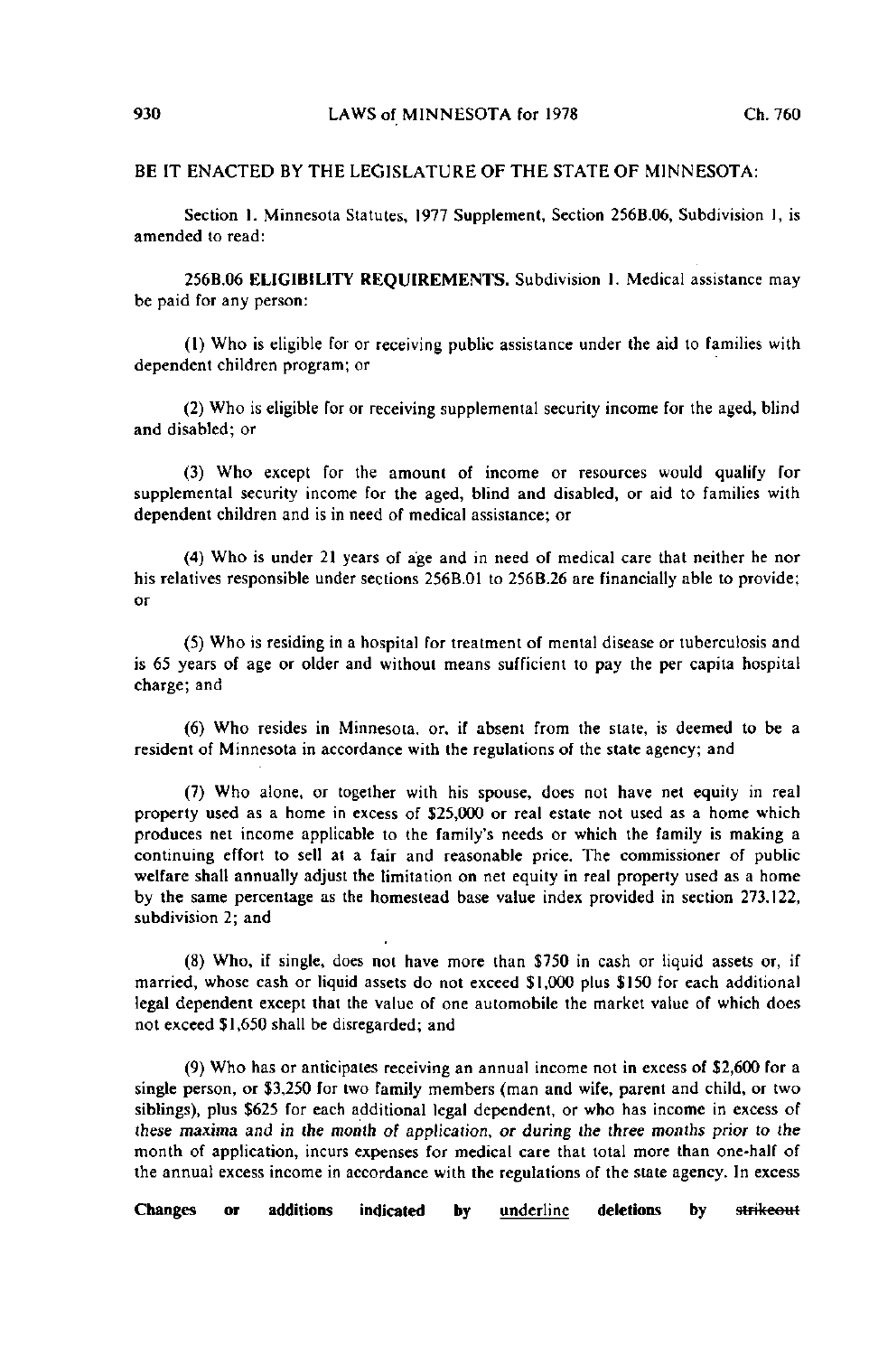BE IT ENACTED BY THE LEGISLATURE OF THE STATE OF MINNESOTA:

Section 1. Minnesota Statutes, 1977 Supplement, Section 256B.06, Subdivision 1, is amended to read:

256B.06 **ELIGIBILITY REQUIREMENTS.** Subdivision 1. Medical assistance may be paid for any person:

(1) Who is eligible for or receiving public assistance under the aid to families with dependent children program; or

(2) Who is eligible for or receiving supplemental security income for the aged, blind and disabled; or

(3) Who except for the amount of income or resources would qualify for supplemental security income for the aged, blind and disabled, or aid to families with dependent children and is in need of medical assistance; or

(4) Who is under 21 years of age and in need of medical care that neither he nor his relatives responsible under sections 256B.01 to 256B.26 are financially able to provide; or

(5) Who is residing in a hospital for treatment of mental disease or tuberculosis and is 65 years of age or older and without means sufficient to pay the per capita hospital charge; and

(6) Who resides in Minnesota, or, if absent from the state, is deemed to be a resident of Minnesota in accordance with the regulations of the state agency; and

(7) Who alone, or together with his spouse, does not have net equity in real property used as a home in excess of $25,000 or real estate not used as a home which produces net income applicable to the family's needs or which the family is making a continuing effort to sell at a fair and reasonable price. The commissioner of public welfare shall annually adjust the limitation on net equity in real property used as a home by the same percentage as the homestead base value index provided in section 273.122, subdivision 2; and

(8) Who, if single, does not have more than $750 in cash or liquid assets or, if married, whose cash or liquid assets do not exceed $1,000 plus $150 for each additional legal dependent except that the value of one automobile the market value of which does not exceed $1,650 shall be disregarded; and

(9) Who has or anticipates receiving an annual income not in excess of $2,600 for a single person, or $3,250 for two family members (man and wife, parent and child, or two siblings), plus $625 for each additional legal dependent, or who has income in excess of *these maxima and in the month of application, or during the three months prior to the* month of application, incurs expenses for medical care that total more than one-half of the annual excess income in accordance with the regulations of the state agency. In excess

**Changes or additions indicated by** underline **deletions by** ~~strikeout~~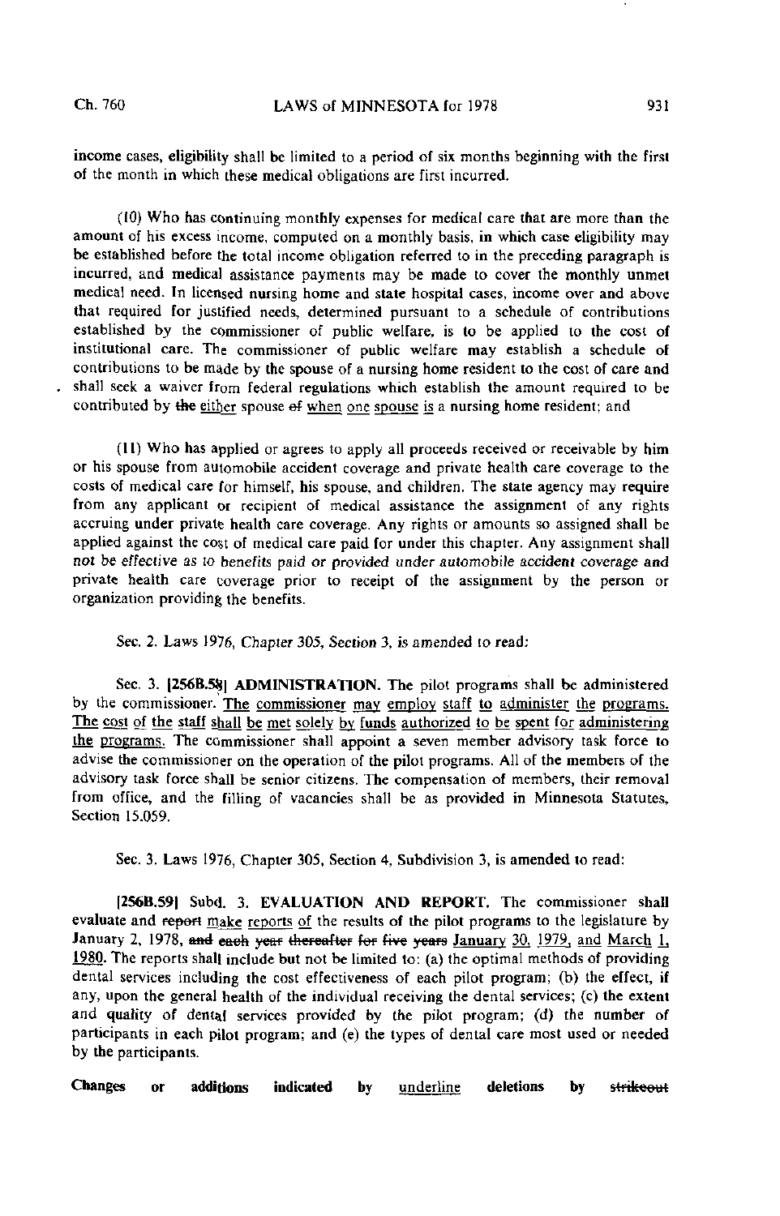income cases, eligibility shall be limited to a period of six months beginning with the first of the month in which these medical obligations are first incurred.

(10) Who has continuing monthly expenses for medical care that are more than the amount of his excess income, computed on a monthly basis, in which case eligibility may be established before the total income obligation referred to in the preceding paragraph is incurred, and medical assistance payments may be made to cover the monthly unmet medical need. In licensed nursing home and state hospital cases, income over and above that required for justified needs, determined pursuant to a schedule of contributions established by the commissioner of public welfare, is to be applied to the cost of institutional care. The commissioner of public welfare may establish a schedule of contributions to be made by the spouse of a nursing home resident to the cost of care and shall seek a waiver from federal regulations which establish the amount required to be contributed by ~~the~~ either spouse ~~of~~ when one spouse is a nursing home resident; and

(11) Who has applied or agrees to apply all proceeds received or receivable by him or his spouse from automobile accident coverage and private health care coverage to the costs of medical care for himself, his spouse, and children. The state agency may require from any applicant or recipient of medical assistance the assignment of any rights accruing under private health care coverage. Any rights or amounts so assigned shall be applied against the cost of medical care paid for under this chapter. Any assignment shall not be effective as to benefits paid or provided under automobile accident coverage and private health care coverage prior to receipt of the assignment by the person or organization providing the benefits.

Sec. 2. Laws 1976, Chapter 305, Section 3, is amended to read:

Sec. 3. [256B.58] **ADMINISTRATION.** The pilot programs shall be administered by the commissioner. The commissioner may employ staff to administer the programs. The cost of the staff shall be met solely by funds authorized to be spent for administering the programs. The commissioner shall appoint a seven member advisory task force to advise the commissioner on the operation of the pilot programs. All of the members of the advisory task force shall be senior citizens. The compensation of members, their removal from office, and the filling of vacancies shall be as provided in Minnesota Statutes, Section 15.059.

Sec. 3. Laws 1976, Chapter 305, Section 4, Subdivision 3, is amended to read:

[256B.59] Subd. 3. **EVALUATION AND REPORT.** The commissioner shall evaluate and ~~report~~ make reports of the results of the pilot programs to the legislature by January 2, 1978, ~~and each year thereafter for five years~~ January 30, 1979, and March 1, 1980. The reports shall include but not be limited to: (a) the optimal methods of providing dental services including the cost effectiveness of each pilot program; (b) the effect, if any, upon the general health of the individual receiving the dental services; (c) the extent and quality of dental services provided by the pilot program; (d) the number of participants in each pilot program; and (e) the types of dental care most used or needed by the participants.

**Changes or additions indicated by** underline **deletions by** ~~strikeout~~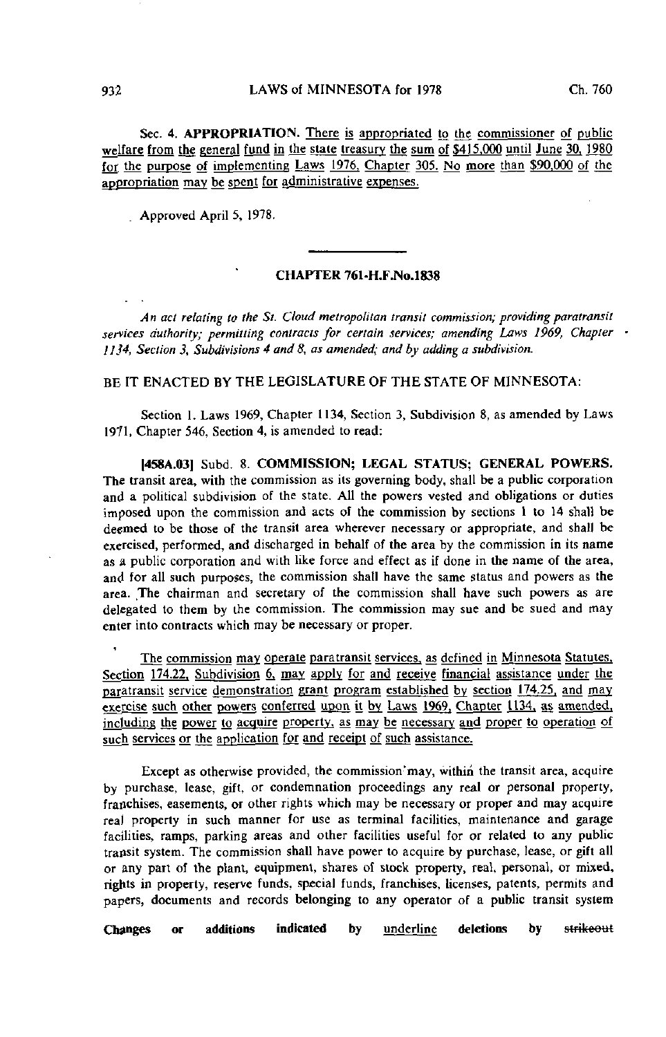Sec. 4. **APPROPRIATION.** There is appropriated to the commissioner of public welfare from the general fund in the state treasury the sum of $415,000 until June 30, 1980 for the purpose of implementing Laws 1976, Chapter 305. No more than $90,000 of the appropriation may be spent for administrative expenses.

Approved April 5, 1978.

---

## CHAPTER 761-H.F.No.1838

*An act relating to the St. Cloud metropolitan transit commission; providing paratransit services authority; permitting contracts for certain services; amending Laws 1969, Chapter 1134, Section 3, Subdivisions 4 and 8, as amended; and by adding a subdivision.*

BE IT ENACTED BY THE LEGISLATURE OF THE STATE OF MINNESOTA:

Section 1. Laws 1969, Chapter 1134, Section 3, Subdivision 8, as amended by Laws 1971, Chapter 546, Section 4, is amended to read:

[458A.03] Subd. 8. **COMMISSION; LEGAL STATUS; GENERAL POWERS.** The transit area, with the commission as its governing body, shall be a public corporation and a political subdivision of the state. All the powers vested and obligations or duties imposed upon the commission and acts of the commission by sections 1 to 14 shall be deemed to be those of the transit area wherever necessary or appropriate, and shall be exercised, performed, and discharged in behalf of the area by the commission in its name as a public corporation and with like force and effect as if done in the name of the area, and for all such purposes, the commission shall have the same status and powers as the area. The chairman and secretary of the commission shall have such powers as are delegated to them by the commission. The commission may sue and be sued and may enter into contracts which may be necessary or proper.

The commission may operate paratransit services, as defined in Minnesota Statutes, Section 174.22, Subdivision 6, may apply for and receive financial assistance under the paratransit service demonstration grant program established by section 174.25, and may exercise such other powers conferred upon it by Laws 1969, Chapter 1134, as amended, including the power to acquire property, as may be necessary and proper to operation of such services or the application for and receipt of such assistance.

Except as otherwise provided, the commission may, within the transit area, acquire by purchase, lease, gift, or condemnation proceedings any real or personal property, franchises, easements, or other rights which may be necessary or proper and may acquire real property in such manner for use as terminal facilities, maintenance and garage facilities, ramps, parking areas and other facilities useful for or related to any public transit system. The commission shall have power to acquire by purchase, lease, or gift all or any part of the plant, equipment, shares of stock property, real, personal, or mixed, rights in property, reserve funds, special funds, franchises, licenses, patents, permits and papers, documents and records belonging to any operator of a public transit system

Changes or additions indicated by underline deletions by ~~strikeout~~